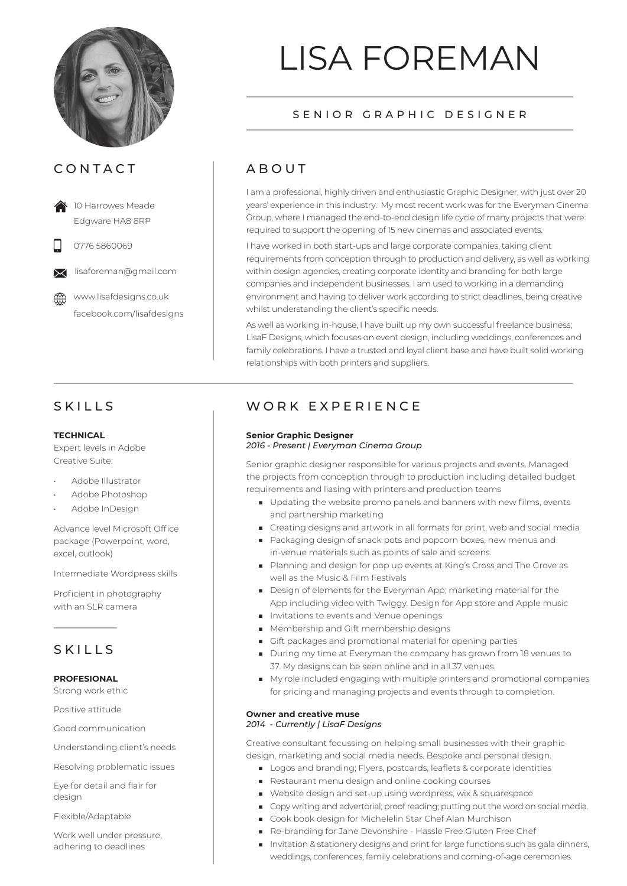# LISA FOREMAN

SENIOR GRAPHIC DESIGNER

## CONTACT

10 Harrowes Meade
Edgware HA8 8RP

0776 5860069

lisaforeman@gmail.com

www.lisafdesigns.co.uk
facebook.com/lisafdesigns

## ABOUT

I am a professional, highly driven and enthusiastic Graphic Designer, with just over 20 years' experience in this industry. My most recent work was for the Everyman Cinema Group, where I managed the end-to-end design life cycle of many projects that were required to support the opening of 15 new cinemas and associated events.

I have worked in both start-ups and large corporate companies, taking client requirements from conception through to production and delivery, as well as working within design agencies, creating corporate identity and branding for both large companies and independent businesses. I am used to working in a demanding environment and having to deliver work according to strict deadlines, being creative whilst understanding the client's specific needs.

As well as working in-house, I have built up my own successful freelance business; LisaF Designs, which focuses on event design, including weddings, conferences and family celebrations. I have a trusted and loyal client base and have built solid working relationships with both printers and suppliers.

## SKILLS

**TECHNICAL**
Expert levels in Adobe Creative Suite:

- Adobe Illustrator
- Adobe Photoshop
- Adobe InDesign

Advance level Microsoft Office package (Powerpoint, word, excel, outlook)

Intermediate Wordpress skills

Proficient in photography with an SLR camera

## SKILLS

**PROFESIONAL**
Strong work ethic

Positive attitude

Good communication

Understanding client's needs

Resolving problematic issues

Eye for detail and flair for design

Flexible/Adaptable

Work well under pressure, adhering to deadlines

## WORK EXPERIENCE

**Senior Graphic Designer**
*2016 - Present | Everyman Cinema Group*

Senior graphic designer responsible for various projects and events. Managed the projects from conception through to production including detailed budget requirements and liasing with printers and production teams

- Updating the website promo panels and banners with new films, events and partnership marketing
- Creating designs and artwork in all formats for print, web and social media
- Packaging design of snack pots and popcorn boxes, new menus and in-venue materials such as points of sale and screens.
- Planning and design for pop up events at King's Cross and The Grove as well as the Music & Film Festivals
- Design of elements for the Everyman App; marketing material for the App including video with Twiggy. Design for App store and Apple music
- Invitations to events and Venue openings
- Membership and Gift membership designs
- Gift packages and promotional material for opening parties
- During my time at Everyman the company has grown from 18 venues to 37. My designs can be seen online and in all 37 venues.
- My role included engaging with multiple printers and promotional companies for pricing and managing projects and events through to completion.

**Owner and creative muse**
*2014 - Currently | LisaF Designs*

Creative consultant focussing on helping small businesses with their graphic design, marketing and social media needs. Bespoke and personal design.

- Logos and branding; Flyers, postcards, leaflets & corporate identities
- Restaurant menu design and online cooking courses
- Website design and set-up using wordpress, wix & squarespace
- Copy writing and advertorial; proof reading; putting out the word on social media.
- Cook book design for Michelelin Star Chef Alan Murchison
- Re-branding for Jane Devonshire - Hassle Free Gluten Free Chef
- Invitation & stationery designs and print for large functions such as gala dinners, weddings, conferences, family celebrations and coming-of-age ceremonies.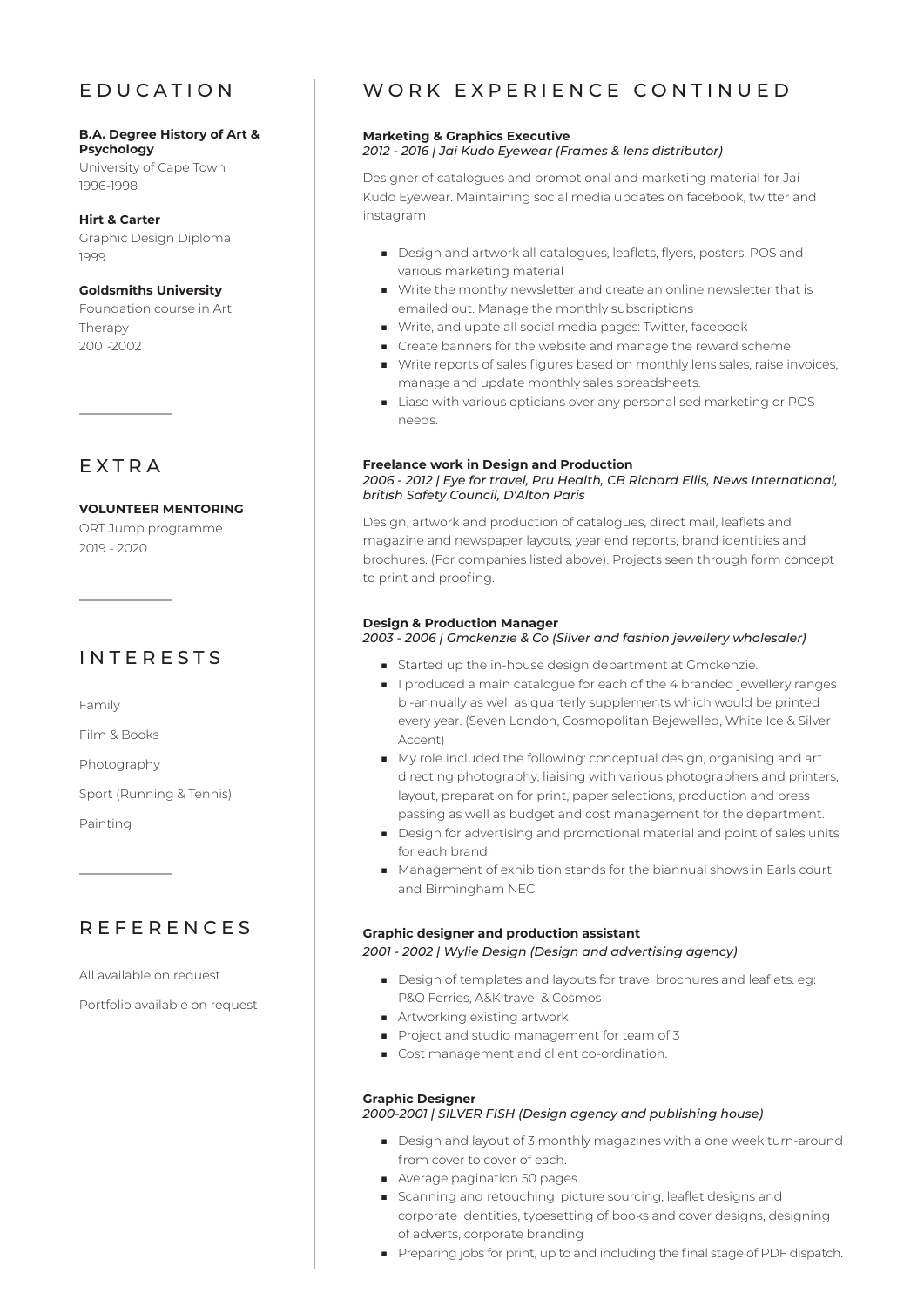## EDUCATION

**B.A. Degree History of Art & Psychology**
University of Cape Town
1996-1998

**Hirt & Carter**
Graphic Design Diploma
1999

**Goldsmiths University**
Foundation course in Art Therapy
2001-2002

## EXTRA

**VOLUNTEER MENTORING**
ORT Jump programme
2019 - 2020

## INTERESTS

Family

Film & Books

Photography

Sport (Running & Tennis)

Painting

## REFERENCES

All available on request

Portfolio available on request

## WORK EXPERIENCE CONTINUED

**Marketing & Graphics Executive**
*2012 - 2016 | Jai Kudo Eyewear (Frames & lens distributor)*

Designer of catalogues and promotional and marketing material for Jai Kudo Eyewear. Maintaining social media updates on facebook, twitter and instagram

- Design and artwork all catalogues, leaflets, flyers, posters, POS and various marketing material
- Write the monthy newsletter and create an online newsletter that is emailed out. Manage the monthly subscriptions
- Write, and upate all social media pages: Twitter, facebook
- Create banners for the website and manage the reward scheme
- Write reports of sales figures based on monthly lens sales, raise invoices, manage and update monthly sales spreadsheets.
- Liase with various opticians over any personalised marketing or POS needs.

**Freelance work in Design and Production**
*2006 - 2012 | Eye for travel, Pru Health, CB Richard Ellis, News International, british Safety Council, D'Alton Paris*

Design, artwork and production of catalogues, direct mail, leaflets and magazine and newspaper layouts, year end reports, brand identities and brochures. (For companies listed above). Projects seen through form concept to print and proofing.

**Design & Production Manager**
*2003 - 2006 | Gmckenzie & Co (Silver and fashion jewellery wholesaler)*

- Started up the in-house design department at Gmckenzie.
- I produced a main catalogue for each of the 4 branded jewellery ranges bi-annually as well as quarterly supplements which would be printed every year. (Seven London, Cosmopolitan Bejewelled, White Ice & Silver Accent)
- My role included the following: conceptual design, organising and art directing photography, liaising with various photographers and printers, layout, preparation for print, paper selections, production and press passing as well as budget and cost management for the department.
- Design for advertising and promotional material and point of sales units for each brand.
- Management of exhibition stands for the biannual shows in Earls court and Birmingham NEC

**Graphic designer and production assistant**
*2001 - 2002 | Wylie Design (Design and advertising agency)*

- Design of templates and layouts for travel brochures and leaflets. eg: P&O Ferries, A&K travel & Cosmos
- Artworking existing artwork.
- Project and studio management for team of 3
- Cost management and client co-ordination.

**Graphic Designer**
*2000-2001 | SILVER FISH (Design agency and publishing house)*

- Design and layout of 3 monthly magazines with a one week turn-around from cover to cover of each.
- Average pagination 50 pages.
- Scanning and retouching, picture sourcing, leaflet designs and corporate identities, typesetting of books and cover designs, designing of adverts, corporate branding
- Preparing jobs for print, up to and including the final stage of PDF dispatch.